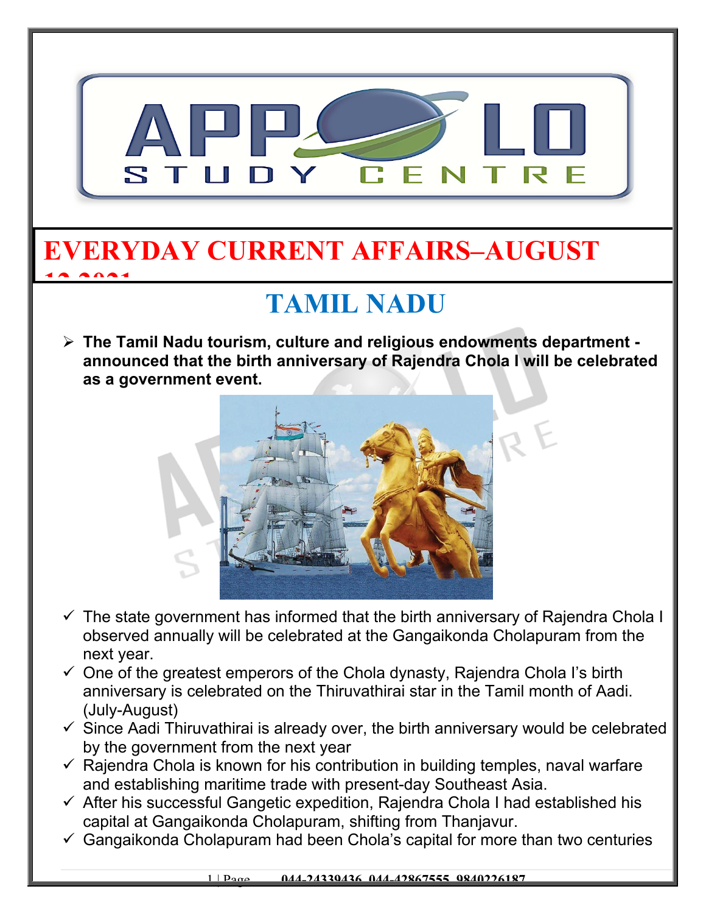# EVERYDAY CURRENT AFFAIRS–AUGUST 12 2021

## TAMIL NADU

- **The Tamil Nadu tourism, culture and religious endowments department - announced that the birth anniversary of Rajendra Chola I will be celebrated as a government event.**

  - ✓ The state government has informed that the birth anniversary of Rajendra Chola I observed annually will be celebrated at the Gangaikonda Cholapuram from the next year.
  - ✓ One of the greatest emperors of the Chola dynasty, Rajendra Chola I's birth anniversary is celebrated on the Thiruvathirai star in the Tamil month of Aadi. (July-August)
  - ✓ Since Aadi Thiruvathirai is already over, the birth anniversary would be celebrated by the government from the next year
  - ✓ Rajendra Chola is known for his contribution in building temples, naval warfare and establishing maritime trade with present-day Southeast Asia.
  - ✓ After his successful Gangetic expedition, Rajendra Chola I had established his capital at Gangaikonda Cholapuram, shifting from Thanjavur.
  - ✓ Gangaikonda Cholapuram had been Chola's capital for more than two centuries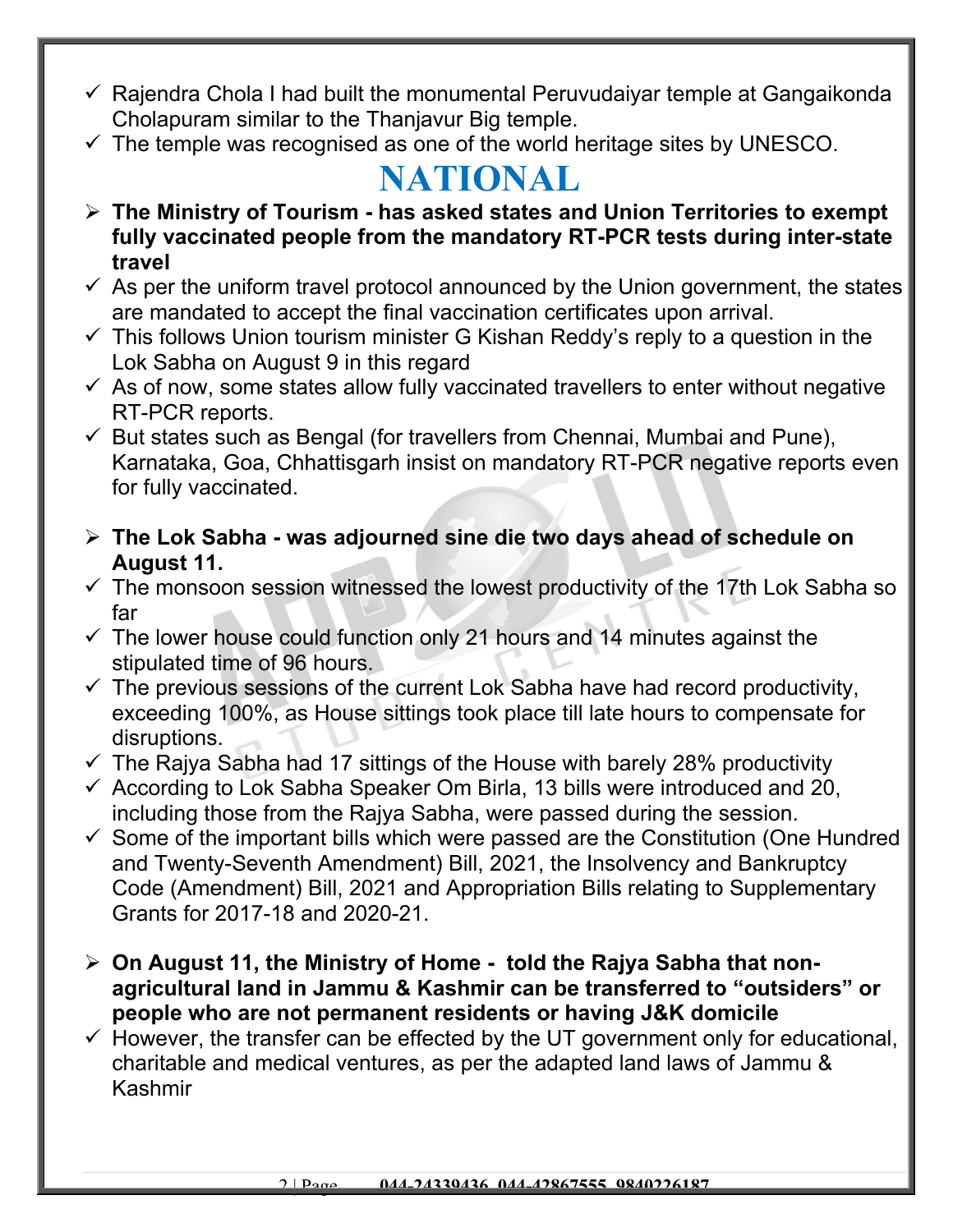- Rajendra Chola I had built the monumental Peruvudaiyar temple at Gangaikonda Cholapuram similar to the Thanjavur Big temple.
- The temple was recognised as one of the world heritage sites by UNESCO.

# NATIONAL

- **The Ministry of Tourism - has asked states and Union Territories to exempt fully vaccinated people from the mandatory RT-PCR tests during inter-state travel**
  - As per the uniform travel protocol announced by the Union government, the states are mandated to accept the final vaccination certificates upon arrival.
  - This follows Union tourism minister G Kishan Reddy's reply to a question in the Lok Sabha on August 9 in this regard
  - As of now, some states allow fully vaccinated travellers to enter without negative RT-PCR reports.
  - But states such as Bengal (for travellers from Chennai, Mumbai and Pune), Karnataka, Goa, Chhattisgarh insist on mandatory RT-PCR negative reports even for fully vaccinated.

- **The Lok Sabha - was adjourned sine die two days ahead of schedule on August 11.**
  - The monsoon session witnessed the lowest productivity of the 17th Lok Sabha so far
  - The lower house could function only 21 hours and 14 minutes against the stipulated time of 96 hours.
  - The previous sessions of the current Lok Sabha have had record productivity, exceeding 100%, as House sittings took place till late hours to compensate for disruptions.
  - The Rajya Sabha had 17 sittings of the House with barely 28% productivity
  - According to Lok Sabha Speaker Om Birla, 13 bills were introduced and 20, including those from the Rajya Sabha, were passed during the session.
  - Some of the important bills which were passed are the Constitution (One Hundred and Twenty-Seventh Amendment) Bill, 2021, the Insolvency and Bankruptcy Code (Amendment) Bill, 2021 and Appropriation Bills relating to Supplementary Grants for 2017-18 and 2020-21.

- **On August 11, the Ministry of Home - told the Rajya Sabha that non-agricultural land in Jammu & Kashmir can be transferred to "outsiders" or people who are not permanent residents or having J&K domicile**
  - However, the transfer can be effected by the UT government only for educational, charitable and medical ventures, as per the adapted land laws of Jammu & Kashmir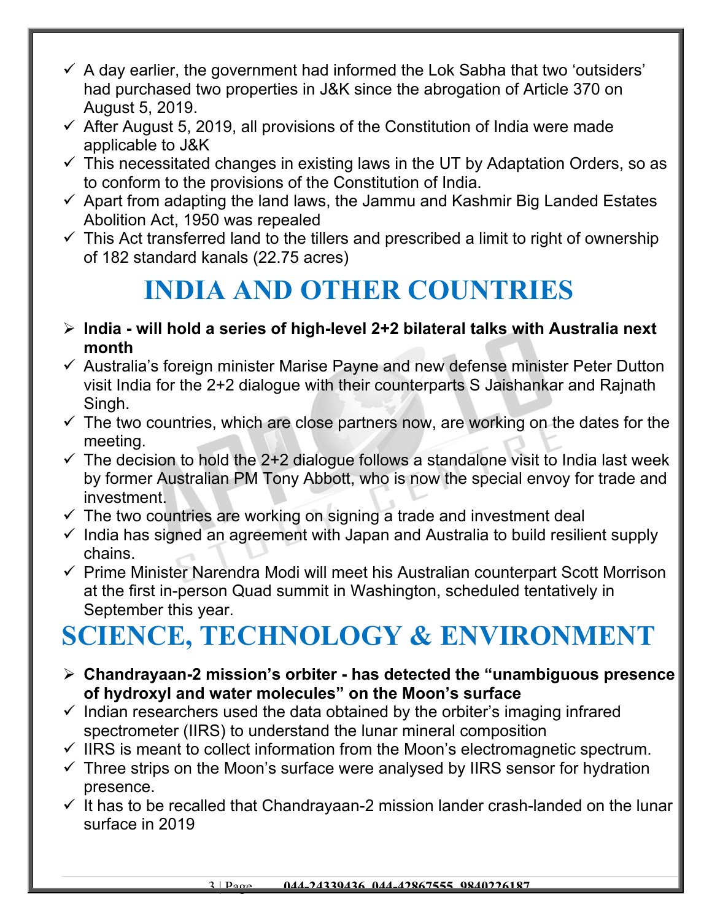- ✓ A day earlier, the government had informed the Lok Sabha that two 'outsiders' had purchased two properties in J&K since the abrogation of Article 370 on August 5, 2019.
- ✓ After August 5, 2019, all provisions of the Constitution of India were made applicable to J&K
- ✓ This necessitated changes in existing laws in the UT by Adaptation Orders, so as to conform to the provisions of the Constitution of India.
- ✓ Apart from adapting the land laws, the Jammu and Kashmir Big Landed Estates Abolition Act, 1950 was repealed
- ✓ This Act transferred land to the tillers and prescribed a limit to right of ownership of 182 standard kanals (22.75 acres)

# INDIA AND OTHER COUNTRIES

- ➢ **India - will hold a series of high-level 2+2 bilateral talks with Australia next month**
- ✓ Australia's foreign minister Marise Payne and new defense minister Peter Dutton visit India for the 2+2 dialogue with their counterparts S Jaishankar and Rajnath Singh.
- ✓ The two countries, which are close partners now, are working on the dates for the meeting.
- ✓ The decision to hold the 2+2 dialogue follows a standalone visit to India last week by former Australian PM Tony Abbott, who is now the special envoy for trade and investment.
- ✓ The two countries are working on signing a trade and investment deal
- ✓ India has signed an agreement with Japan and Australia to build resilient supply chains.
- ✓ Prime Minister Narendra Modi will meet his Australian counterpart Scott Morrison at the first in-person Quad summit in Washington, scheduled tentatively in September this year.

# SCIENCE, TECHNOLOGY & ENVIRONMENT

- ➢ **Chandrayaan-2 mission's orbiter - has detected the "unambiguous presence of hydroxyl and water molecules" on the Moon's surface**
- ✓ Indian researchers used the data obtained by the orbiter's imaging infrared spectrometer (IIRS) to understand the lunar mineral composition
- ✓ IIRS is meant to collect information from the Moon's electromagnetic spectrum.
- ✓ Three strips on the Moon's surface were analysed by IIRS sensor for hydration presence.
- ✓ It has to be recalled that Chandrayaan-2 mission lander crash-landed on the lunar surface in 2019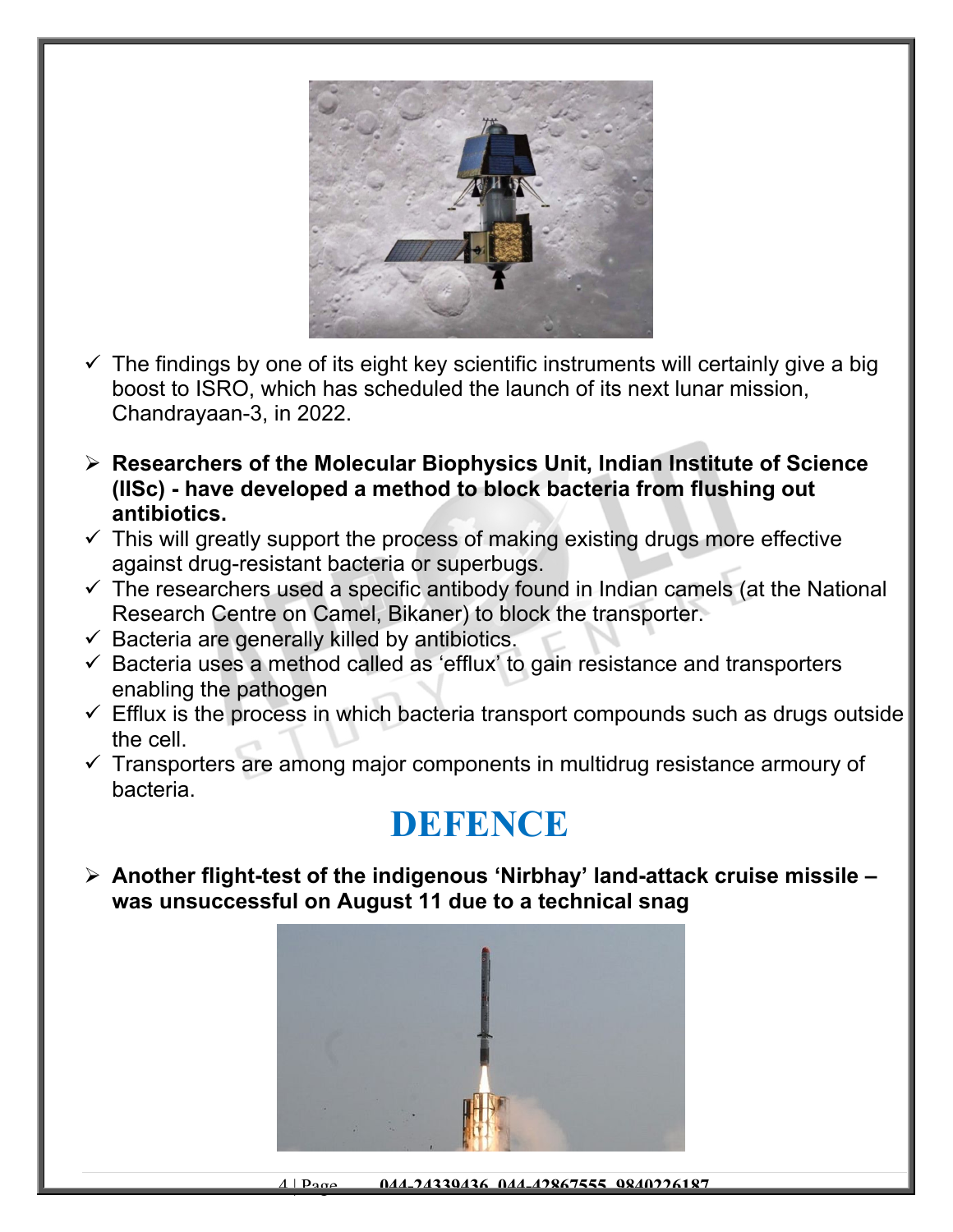- ✓ The findings by one of its eight key scientific instruments will certainly give a big boost to ISRO, which has scheduled the launch of its next lunar mission, Chandrayaan-3, in 2022.

- **Researchers of the Molecular Biophysics Unit, Indian Institute of Science (IISc) - have developed a method to block bacteria from flushing out antibiotics.**
- ✓ This will greatly support the process of making existing drugs more effective against drug-resistant bacteria or superbugs.
- ✓ The researchers used a specific antibody found in Indian camels (at the National Research Centre on Camel, Bikaner) to block the transporter.
- ✓ Bacteria are generally killed by antibiotics.
- ✓ Bacteria uses a method called as 'efflux' to gain resistance and transporters enabling the pathogen
- ✓ Efflux is the process in which bacteria transport compounds such as drugs outside the cell.
- ✓ Transporters are among major components in multidrug resistance armoury of bacteria.

# DEFENCE

- **Another flight-test of the indigenous 'Nirbhay' land-attack cruise missile – was unsuccessful on August 11 due to a technical snag**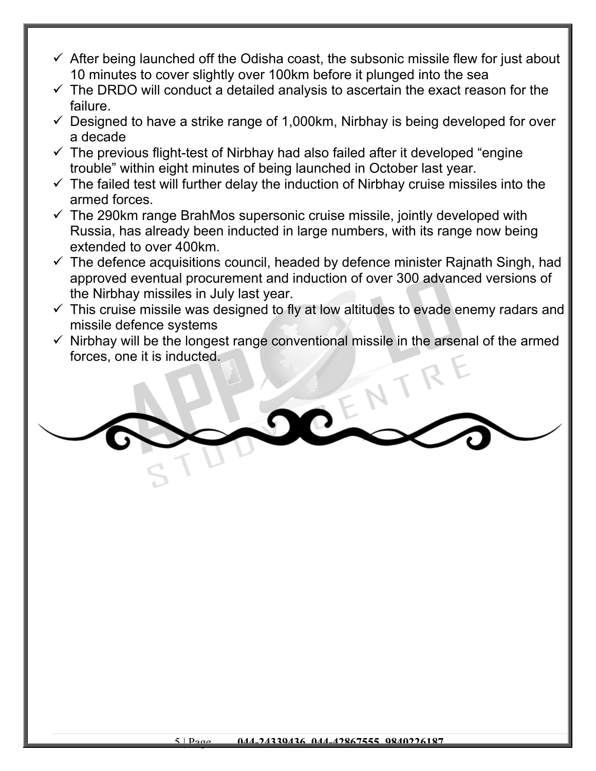- After being launched off the Odisha coast, the subsonic missile flew for just about 10 minutes to cover slightly over 100km before it plunged into the sea
- The DRDO will conduct a detailed analysis to ascertain the exact reason for the failure.
- Designed to have a strike range of 1,000km, Nirbhay is being developed for over a decade
- The previous flight-test of Nirbhay had also failed after it developed "engine trouble" within eight minutes of being launched in October last year.
- The failed test will further delay the induction of Nirbhay cruise missiles into the armed forces.
- The 290km range BrahMos supersonic cruise missile, jointly developed with Russia, has already been inducted in large numbers, with its range now being extended to over 400km.
- The defence acquisitions council, headed by defence minister Rajnath Singh, had approved eventual procurement and induction of over 300 advanced versions of the Nirbhay missiles in July last year.
- This cruise missile was designed to fly at low altitudes to evade enemy radars and missile defence systems
- Nirbhay will be the longest range conventional missile in the arsenal of the armed forces, one it is inducted.